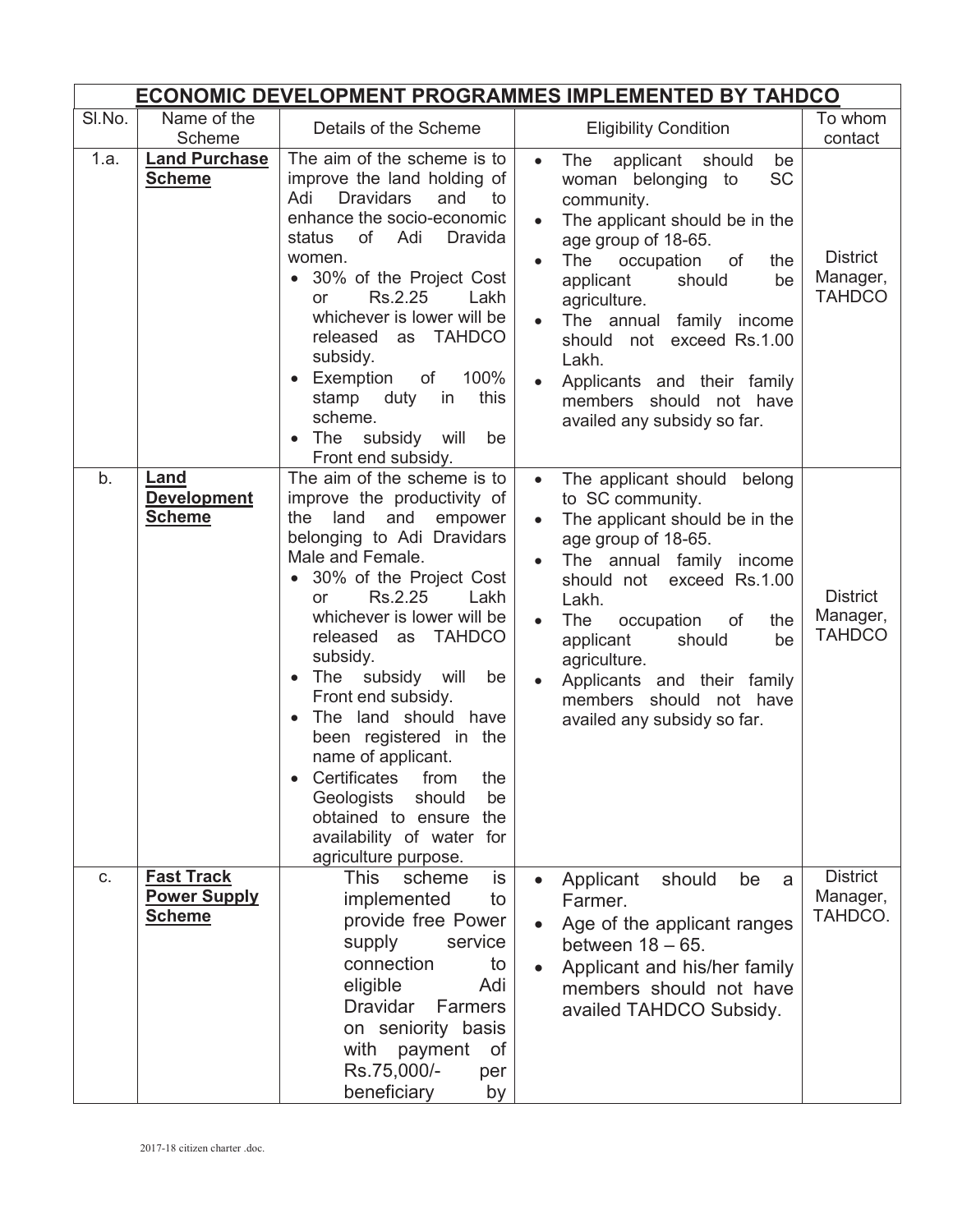| ECONOMIC DEVELOPMENT PROGRAMMES IMPLEMENTED BY TAHDCO | | | | |
|---|---|---|---|---|
| Sl.No. | Name of the Scheme | Details of the Scheme | Eligibility Condition | To whom contact |
| 1.a. | **Land Purchase Scheme** | The aim of the scheme is to improve the land holding of Adi Dravidars and to enhance the socio-economic status of Adi Dravida women.<br>• 30% of the Project Cost or Rs.2.25 Lakh whichever is lower will be released as TAHDCO subsidy.<br>• Exemption of 100% stamp duty in this scheme.<br>• The subsidy will be Front end subsidy. | • The applicant should be woman belonging to SC community.<br>• The applicant should be in the age group of 18-65.<br>• The occupation of the applicant should be agriculture.<br>• The annual family income should not exceed Rs.1.00 Lakh.<br>• Applicants and their family members should not have availed any subsidy so far. | District Manager, TAHDCO |
| b. | **Land Development Scheme** | The aim of the scheme is to improve the productivity of the land and empower belonging to Adi Dravidars Male and Female.<br>• 30% of the Project Cost or Rs.2.25 Lakh whichever is lower will be released as TAHDCO subsidy.<br>• The subsidy will be Front end subsidy.<br>• The land should have been registered in the name of applicant.<br>• Certificates from the Geologists should be obtained to ensure the availability of water for agriculture purpose. | • The applicant should belong to SC community.<br>• The applicant should be in the age group of 18-65.<br>• The annual family income should not exceed Rs.1.00 Lakh.<br>• The occupation of the applicant should be agriculture.<br>• Applicants and their family members should not have availed any subsidy so far. | District Manager, TAHDCO |
| c. | **Fast Track Power Supply Scheme** | This scheme is implemented to provide free Power supply service connection to eligible Adi Dravidar Farmers on seniority basis with payment of Rs.75,000/- per beneficiary by | • Applicant should be a Farmer.<br>• Age of the applicant ranges between 18 – 65.<br>• Applicant and his/her family members should not have availed TAHDCO Subsidy. | District Manager, TAHDCO. |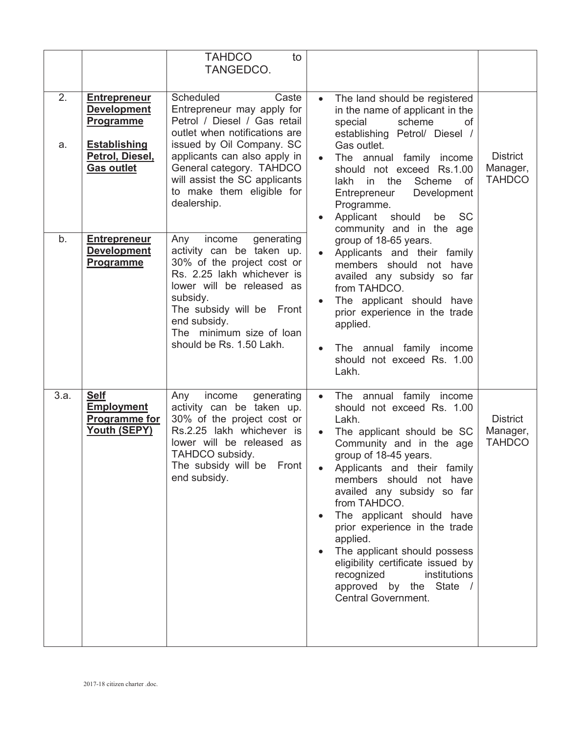| | | | | |
|---|---|---|---|---|
| | | TAHDCO to TANGEDCO. | | |
| 2.<br><br>a. | **Entrepreneur Development Programme**<br><br>**Establishing Petrol, Diesel, Gas outlet** | Scheduled Caste Entrepreneur may apply for Petrol / Diesel / Gas retail outlet when notifications are issued by Oil Company. SC applicants can also apply in General category. TAHDCO will assist the SC applicants to make them eligible for dealership. | • The land should be registered in the name of applicant in the special scheme of establishing Petrol/ Diesel / Gas outlet.<br>• The annual family income should not exceed Rs.1.00 lakh in the Scheme of Entrepreneur Development Programme.<br>• Applicant should be SC community and in the age group of 18-65 years.<br>• Applicants and their family members should not have availed any subsidy so far from TAHDCO.<br>• The applicant should have prior experience in the trade applied.<br>• The annual family income should not exceed Rs. 1.00 Lakh. | District Manager, TAHDCO |
| b. | **Entrepreneur Development Programme** | Any income generating activity can be taken up. 30% of the project cost or Rs. 2.25 lakh whichever is lower will be released as subsidy.<br>The subsidy will be Front end subsidy.<br>The minimum size of loan should be Rs. 1.50 Lakh. | | |
| 3.a. | **Self Employment Programme for Youth (SEPY)** | Any income generating activity can be taken up. 30% of the project cost or Rs.2.25 lakh whichever is lower will be released as TAHDCO subsidy.<br>The subsidy will be Front end subsidy. | • The annual family income should not exceed Rs. 1.00 Lakh.<br>• The applicant should be SC Community and in the age group of 18-45 years.<br>• Applicants and their family members should not have availed any subsidy so far from TAHDCO.<br>• The applicant should have prior experience in the trade applied.<br>• The applicant should possess eligibility certificate issued by recognized institutions approved by the State / Central Government. | District Manager, TAHDCO |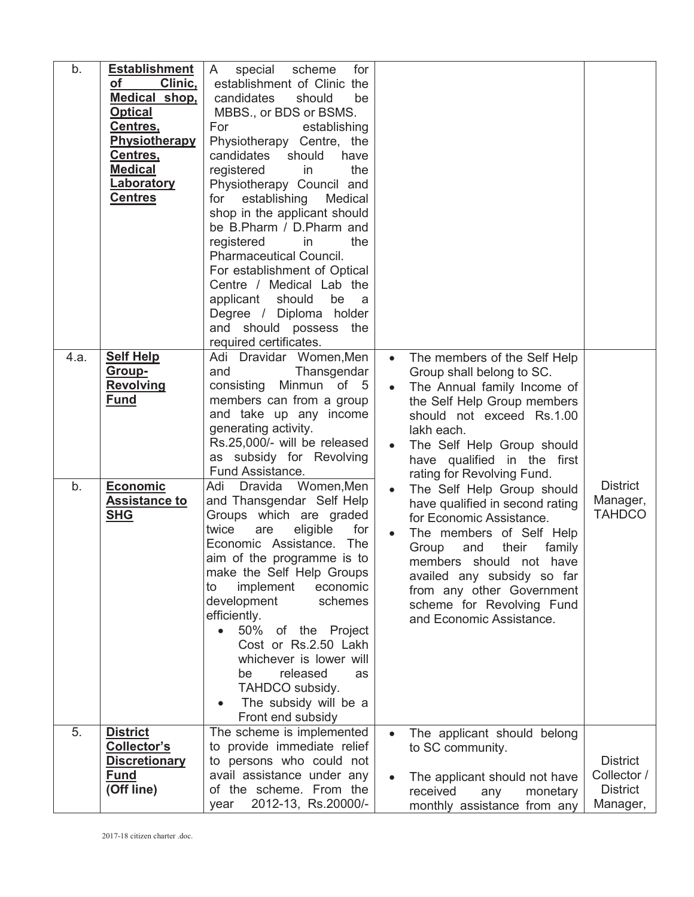| | | | | |
|---|---|---|---|---|
| b. | **Establishment of Clinic, Medical shop, Optical Centres, Physiotherapy Centres, Medical Laboratory Centres** | A special scheme for establishment of Clinic the candidates should be MBBS., or BDS or BSMS.<br>For establishing Physiotherapy Centre, the candidates should have registered in the Physiotherapy Council and for establishing Medical shop in the applicant should be B.Pharm / D.Pharm and registered in the Pharmaceutical Council.<br>For establishment of Optical Centre / Medical Lab the applicant should be a Degree / Diploma holder and should possess the required certificates. | | |
| 4.a. | **Self Help Group-Revolving Fund** | Adi Dravidar Women,Men and Thansgendar consisting Minmun of 5 members can from a group and take up any income generating activity.<br>Rs.25,000/- will be released as subsidy for Revolving Fund Assistance. | • The members of the Self Help Group shall belong to SC.<br>• The Annual family Income of the Self Help Group members should not exceed Rs.1.00 lakh each.<br>• The Self Help Group should have qualified in the first rating for Revolving Fund. | District Manager, TAHDCO |
| b. | **Economic Assistance to SHG** | Adi Dravida Women,Men and Thansgendar Self Help Groups which are graded twice are eligible for Economic Assistance. The aim of the programme is to make the Self Help Groups to implement economic development schemes efficiently.<br>• 50% of the Project Cost or Rs.2.50 Lakh whichever is lower will be released as TAHDCO subsidy.<br>• The subsidy will be a Front end subsidy | • The Self Help Group should have qualified in second rating for Economic Assistance.<br>• The members of Self Help Group and their family members should not have availed any subsidy so far from any other Government scheme for Revolving Fund and Economic Assistance. | |
| 5. | **District Collector's Discretionary Fund (Off line)** | The scheme is implemented to provide immediate relief to persons who could not avail assistance under any of the scheme. From the year 2012-13, Rs.20000/- | • The applicant should belong to SC community.<br>• The applicant should not have received any monetary monthly assistance from any | District Collector / District Manager, |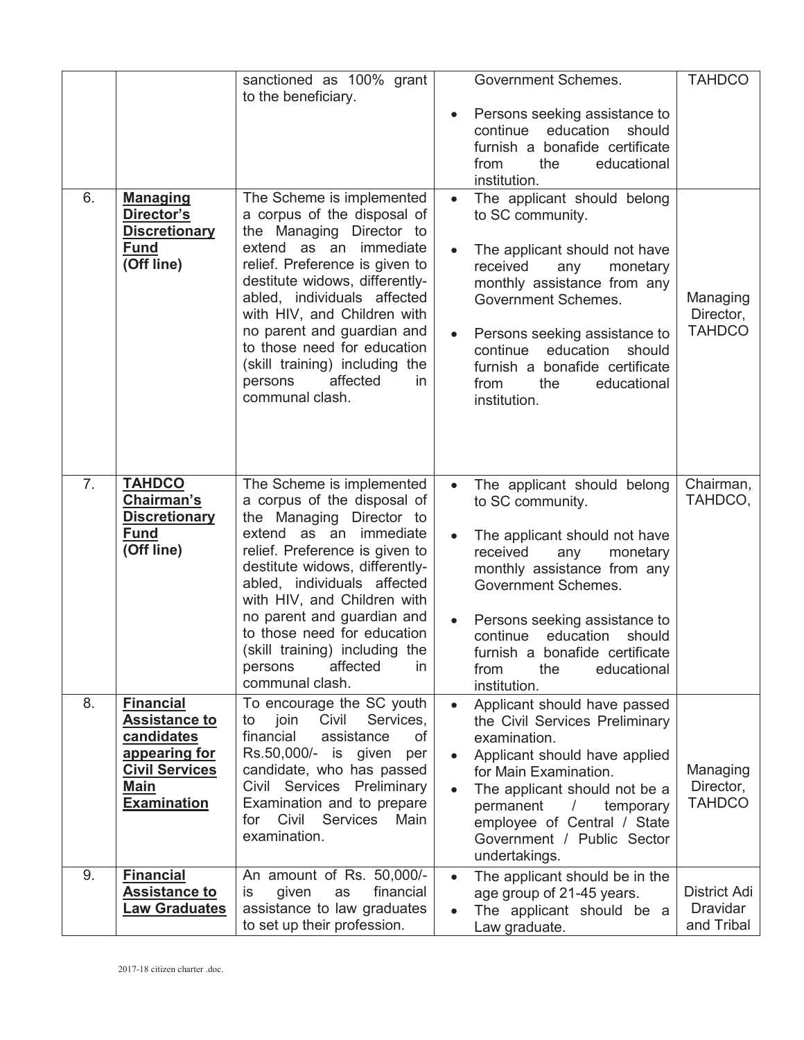| | | | | |
|---|---|---|---|---|
| | | sanctioned as 100% grant to the beneficiary. | Government Schemes. <br> • Persons seeking assistance to continue education should furnish a bonafide certificate from the educational institution. | TAHDCO |
| 6. | **Managing Director's Discretionary Fund (Off line)** | The Scheme is implemented a corpus of the disposal of the Managing Director to extend as an immediate relief. Preference is given to destitute widows, differently-abled, individuals affected with HIV, and Children with no parent and guardian and to those need for education (skill training) including the persons affected in communal clash. | • The applicant should belong to SC community. <br> • The applicant should not have received any monetary monthly assistance from any Government Schemes. <br> • Persons seeking assistance to continue education should furnish a bonafide certificate from the educational institution. | Managing Director, TAHDCO |
| 7. | **TAHDCO Chairman's Discretionary Fund (Off line)** | The Scheme is implemented a corpus of the disposal of the Managing Director to extend as an immediate relief. Preference is given to destitute widows, differently-abled, individuals affected with HIV, and Children with no parent and guardian and to those need for education (skill training) including the persons affected in communal clash. | • The applicant should belong to SC community. <br> • The applicant should not have received any monetary monthly assistance from any Government Schemes. <br> • Persons seeking assistance to continue education should furnish a bonafide certificate from the educational institution. | Chairman, TAHDCO, |
| 8. | **Financial Assistance to candidates appearing for Civil Services Main Examination** | To encourage the SC youth to join Civil Services, financial assistance of Rs.50,000/- is given per candidate, who has passed Civil Services Preliminary Examination and to prepare for Civil Services Main examination. | • Applicant should have passed the Civil Services Preliminary examination. <br> • Applicant should have applied for Main Examination. <br> • The applicant should not be a permanent / temporary employee of Central / State Government / Public Sector undertakings. | Managing Director, TAHDCO |
| 9. | **Financial Assistance to Law Graduates** | An amount of Rs. 50,000/- is given as financial assistance to law graduates to set up their profession. | • The applicant should be in the age group of 21-45 years. <br> • The applicant should be a Law graduate. | District Adi Dravidar and Tribal |

2017-18 citizen charter .doc.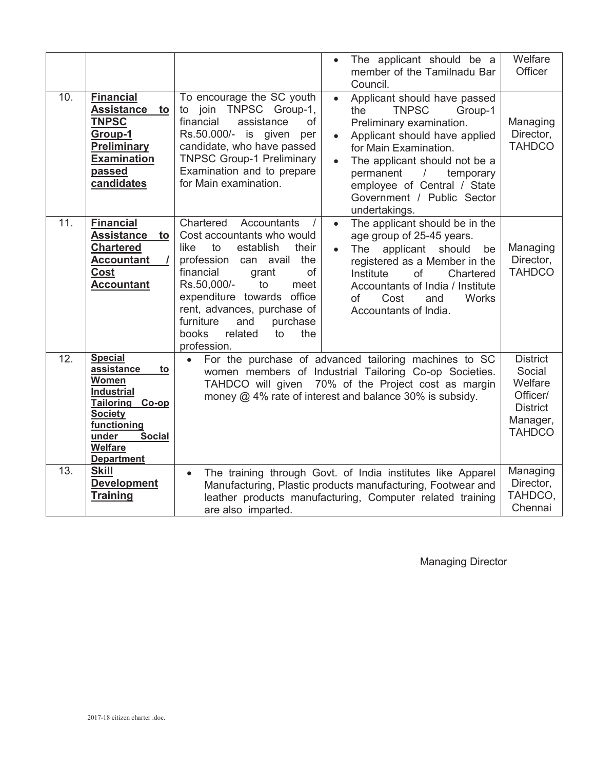| | | | | |
|---|---|---|---|---|
| | | | • The applicant should be a member of the Tamilnadu Bar Council. | Welfare Officer |
| 10. | **Financial Assistance to TNPSC Group-1 Preliminary Examination passed candidates** | To encourage the SC youth to join TNPSC Group-1, financial assistance of Rs.50.000/- is given per candidate, who have passed TNPSC Group-1 Preliminary Examination and to prepare for Main examination. | • Applicant should have passed the TNPSC Group-1 Preliminary examination.<br>• Applicant should have applied for Main Examination.<br>• The applicant should not be a permanent / temporary employee of Central / State Government / Public Sector undertakings. | Managing Director, TAHDCO |
| 11. | **Financial Assistance to Chartered Accountant / Cost Accountant** | Chartered Accountants / Cost accountants who would like to establish their profession can avail the financial grant of Rs.50,000/- to meet expenditure towards office rent, advances, purchase of furniture and purchase books related to the profession. | • The applicant should be in the age group of 25-45 years.<br>• The applicant should be registered as a Member in the Institute of Chartered Accountants of India / Institute of Cost and Works Accountants of India. | Managing Director, TAHDCO |
| 12. | **Special assistance to Women Industrial Tailoring Co-op Society functioning under Social Welfare Department** | • For the purchase of advanced tailoring machines to SC women members of Industrial Tailoring Co-op Societies. TAHDCO will given 70% of the Project cost as margin money @ 4% rate of interest and balance 30% is subsidy. | | District Social Welfare Officer/ District Manager, TAHDCO |
| 13. | **Skill Development Training** | • The training through Govt. of India institutes like Apparel Manufacturing, Plastic products manufacturing, Footwear and leather products manufacturing, Computer related training are also imparted. | | Managing Director, TAHDCO, Chennai |

Managing Director

2017-18 citizen charter .doc.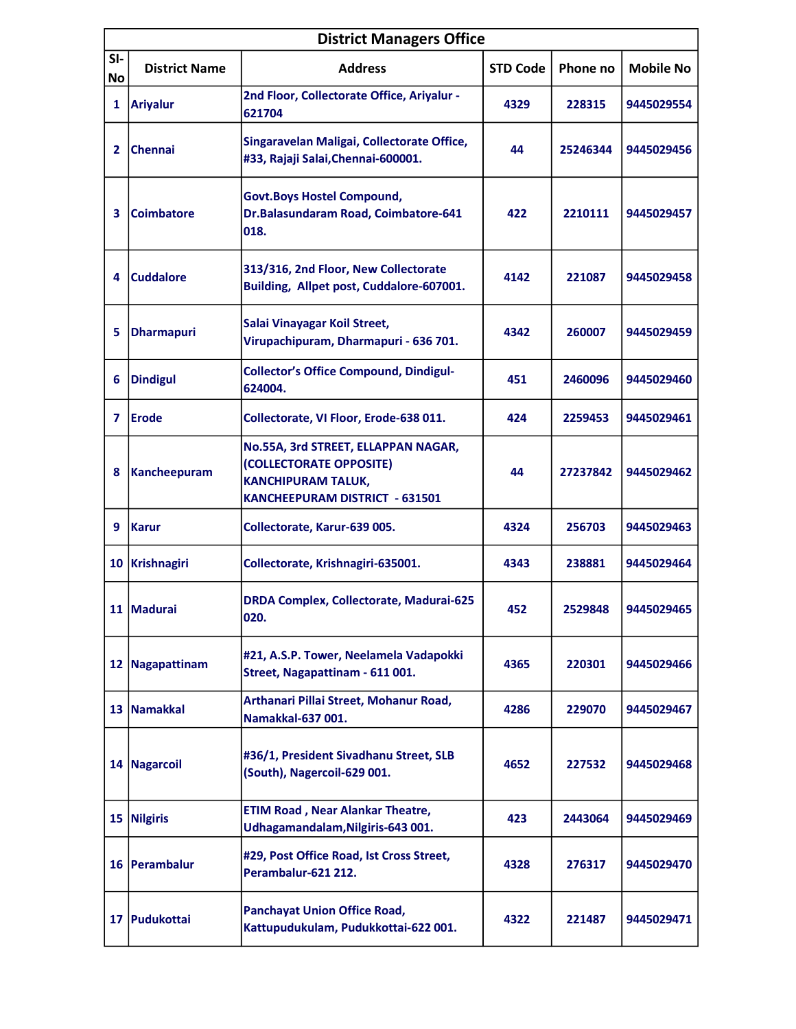| District Managers Office | | | | | |
|---|---|---|---|---|---|
| SI-No | District Name | Address | STD Code | Phone no | Mobile No |
| 1 | Ariyalur | 2nd Floor, Collectorate Office, Ariyalur - 621704 | 4329 | 228315 | 9445029554 |
| 2 | Chennai | Singaravelan Maligai, Collectorate Office, #33, Rajaji Salai,Chennai-600001. | 44 | 25246344 | 9445029456 |
| 3 | Coimbatore | Govt.Boys Hostel Compound, Dr.Balasundaram Road, Coimbatore-641 018. | 422 | 2210111 | 9445029457 |
| 4 | Cuddalore | 313/316, 2nd Floor, New Collectorate Building, Allpet post, Cuddalore-607001. | 4142 | 221087 | 9445029458 |
| 5 | Dharmapuri | Salai Vinayagar Koil Street, Virupachipuram, Dharmapuri - 636 701. | 4342 | 260007 | 9445029459 |
| 6 | Dindigul | Collector's Office Compound, Dindigul-624004. | 451 | 2460096 | 9445029460 |
| 7 | Erode | Collectorate, VI Floor, Erode-638 011. | 424 | 2259453 | 9445029461 |
| 8 | Kancheepuram | No.55A, 3rd STREET, ELLAPPAN NAGAR, (COLLECTORATE OPPOSITE) KANCHIPURAM TALUK, KANCHEEPURAM DISTRICT - 631501 | 44 | 27237842 | 9445029462 |
| 9 | Karur | Collectorate, Karur-639 005. | 4324 | 256703 | 9445029463 |
| 10 | Krishnagiri | Collectorate, Krishnagiri-635001. | 4343 | 238881 | 9445029464 |
| 11 | Madurai | DRDA Complex, Collectorate, Madurai-625 020. | 452 | 2529848 | 9445029465 |
| 12 | Nagapattinam | #21, A.S.P. Tower, Neelamela Vadapokki Street, Nagapattinam - 611 001. | 4365 | 220301 | 9445029466 |
| 13 | Namakkal | Arthanari Pillai Street, Mohanur Road, Namakkal-637 001. | 4286 | 229070 | 9445029467 |
| 14 | Nagarcoil | #36/1, President Sivadhanu Street, SLB (South), Nagercoil-629 001. | 4652 | 227532 | 9445029468 |
| 15 | Nilgiris | ETIM Road , Near Alankar Theatre, Udhagamandalam,Nilgiris-643 001. | 423 | 2443064 | 9445029469 |
| 16 | Perambalur | #29, Post Office Road, Ist Cross Street, Perambalur-621 212. | 4328 | 276317 | 9445029470 |
| 17 | Pudukottai | Panchayat Union Office Road, Kattupudukulam, Pudukkottai-622 001. | 4322 | 221487 | 9445029471 |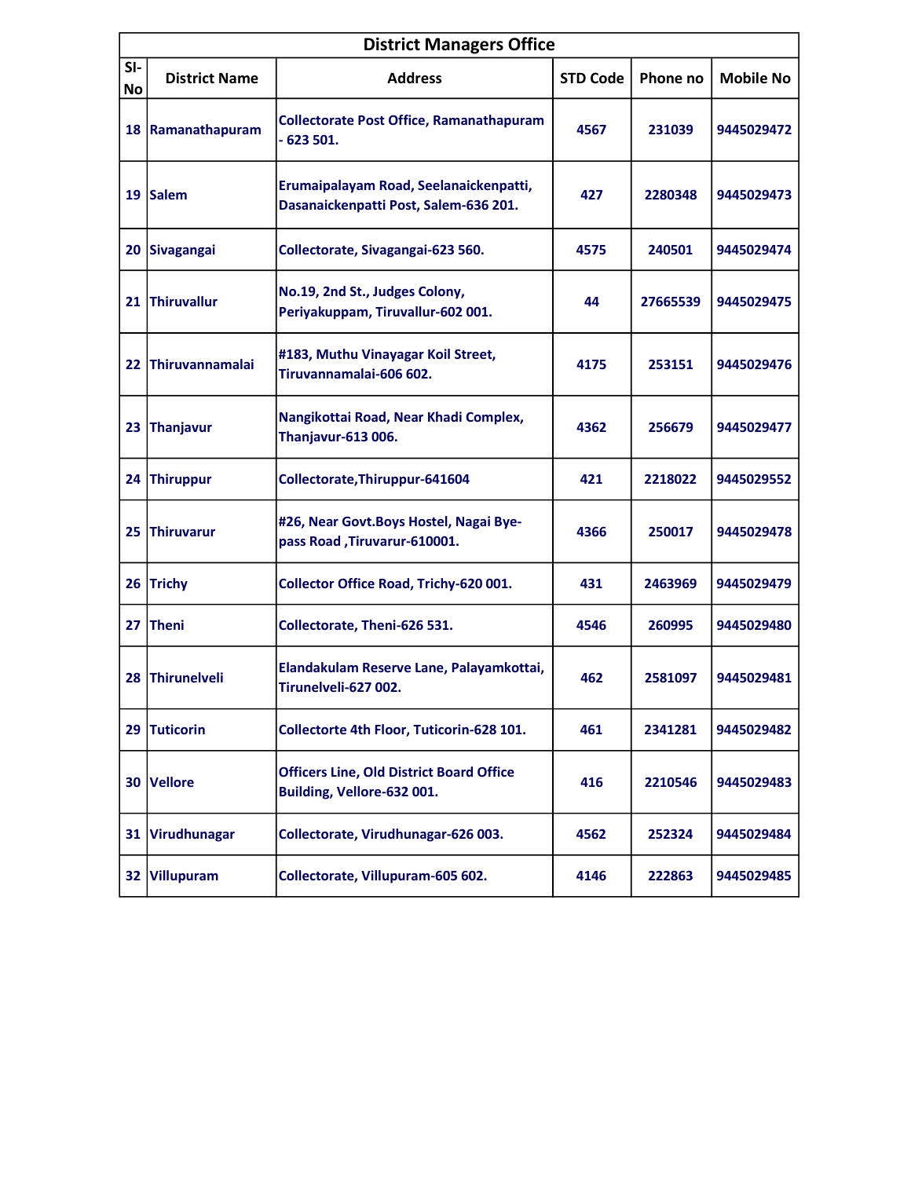| District Managers Office | | | | | |
|---|---|---|---|---|---|
| Sl-No | District Name | Address | STD Code | Phone no | Mobile No |
| 18 | Ramanathapuram | Collectorate Post Office, Ramanathapuram - 623 501. | 4567 | 231039 | 9445029472 |
| 19 | Salem | Erumaipalayam Road, Seelanaickenpatti, Dasanaickenpatti Post, Salem-636 201. | 427 | 2280348 | 9445029473 |
| 20 | Sivagangai | Collectorate, Sivagangai-623 560. | 4575 | 240501 | 9445029474 |
| 21 | Thiruvallur | No.19, 2nd St., Judges Colony, Periyakuppam, Tiruvallur-602 001. | 44 | 27665539 | 9445029475 |
| 22 | Thiruvannamalai | #183, Muthu Vinayagar Koil Street, Tiruvannamalai-606 602. | 4175 | 253151 | 9445029476 |
| 23 | Thanjavur | Nangikottai Road, Near Khadi Complex, Thanjavur-613 006. | 4362 | 256679 | 9445029477 |
| 24 | Thiruppur | Collectorate,Thiruppur-641604 | 421 | 2218022 | 9445029552 |
| 25 | Thiruvarur | #26, Near Govt.Boys Hostel, Nagai Bye-pass Road ,Tiruvarur-610001. | 4366 | 250017 | 9445029478 |
| 26 | Trichy | Collector Office Road, Trichy-620 001. | 431 | 2463969 | 9445029479 |
| 27 | Theni | Collectorate, Theni-626 531. | 4546 | 260995 | 9445029480 |
| 28 | Thirunelveli | Elandakulam Reserve Lane, Palayamkottai, Tirunelveli-627 002. | 462 | 2581097 | 9445029481 |
| 29 | Tuticorin | Collectorte 4th Floor, Tuticorin-628 101. | 461 | 2341281 | 9445029482 |
| 30 | Vellore | Officers Line, Old District Board Office Building, Vellore-632 001. | 416 | 2210546 | 9445029483 |
| 31 | Virudhunagar | Collectorate, Virudhunagar-626 003. | 4562 | 252324 | 9445029484 |
| 32 | Villupuram | Collectorate, Villupuram-605 602. | 4146 | 222863 | 9445029485 |